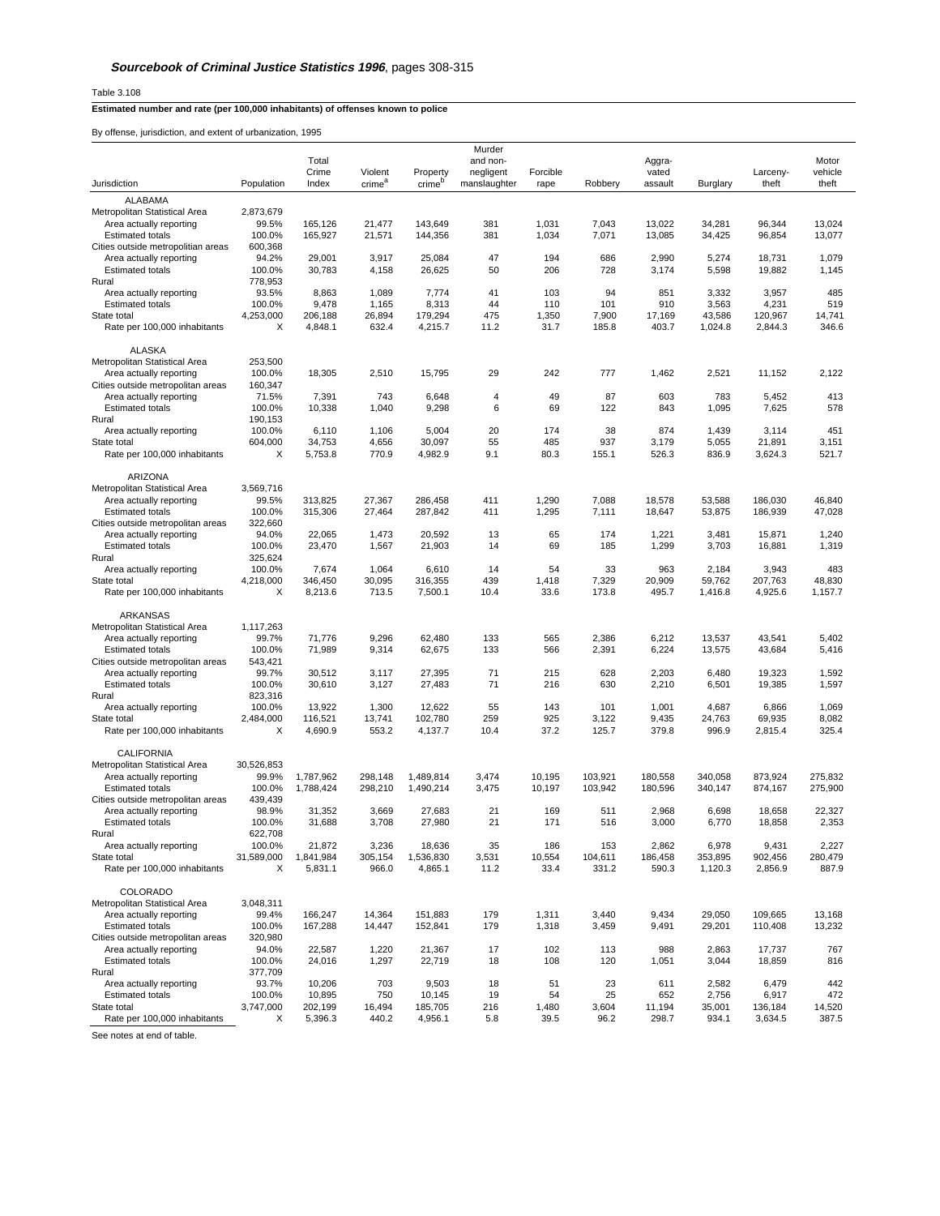***Sourcebook of Criminal Justice Statistics 1996*, pages 308-315**

Table 3.108

**Estimated number and rate (per 100,000 inhabitants) of offenses known to police**

By offense, jurisdiction, and extent of urbanization, 1995

| Jurisdiction | Population | Total Crime Index | Violent crime[a] | Property crime[b] | Murder and non-negligent manslaughter | Forcible rape | Robbery | Aggravated assault | Burglary | Larceny-theft | Motor vehicle theft |
|---|---|---|---|---|---|---|---|---|---|---|---|
| ALABAMA | | | | | | | | | | | |
| Metropolitan Statistical Area | 2,873,679 | | | | | | | | | | |
| Area actually reporting | 99.5% | 165,126 | 21,477 | 143,649 | 381 | 1,031 | 7,043 | 13,022 | 34,281 | 96,344 | 13,024 |
| Estimated totals | 100.0% | 165,927 | 21,571 | 144,356 | 381 | 1,034 | 7,071 | 13,085 | 34,425 | 96,854 | 13,077 |
| Cities outside metropolitan areas | 600,368 | | | | | | | | | | |
| Area actually reporting | 94.2% | 29,001 | 3,917 | 25,084 | 47 | 194 | 686 | 2,990 | 5,274 | 18,731 | 1,079 |
| Estimated totals | 100.0% | 30,783 | 4,158 | 26,625 | 50 | 206 | 728 | 3,174 | 5,598 | 19,882 | 1,145 |
| Rural | 778,953 | | | | | | | | | | |
| Area actually reporting | 93.5% | 8,863 | 1,089 | 7,774 | 41 | 103 | 94 | 851 | 3,332 | 3,957 | 485 |
| Estimated totals | 100.0% | 9,478 | 1,165 | 8,313 | 44 | 110 | 101 | 910 | 3,563 | 4,231 | 519 |
| State total | 4,253,000 | 206,188 | 26,894 | 179,294 | 475 | 1,350 | 7,900 | 17,169 | 43,586 | 120,967 | 14,741 |
| Rate per 100,000 inhabitants | X | 4,848.1 | 632.4 | 4,215.7 | 11.2 | 31.7 | 185.8 | 403.7 | 1,024.8 | 2,844.3 | 346.6 |
| ALASKA | | | | | | | | | | | |
| Metropolitan Statistical Area | 253,500 | | | | | | | | | | |
| Area actually reporting | 100.0% | 18,305 | 2,510 | 15,795 | 29 | 242 | 777 | 1,462 | 2,521 | 11,152 | 2,122 |
| Cities outside metropolitan areas | 160,347 | | | | | | | | | | |
| Area actually reporting | 71.5% | 7,391 | 743 | 6,648 | 4 | 49 | 87 | 603 | 783 | 5,452 | 413 |
| Estimated totals | 100.0% | 10,338 | 1,040 | 9,298 | 6 | 69 | 122 | 843 | 1,095 | 7,625 | 578 |
| Rural | 190,153 | | | | | | | | | | |
| Area actually reporting | 100.0% | 6,110 | 1,106 | 5,004 | 20 | 174 | 38 | 874 | 1,439 | 3,114 | 451 |
| State total | 604,000 | 34,753 | 4,656 | 30,097 | 55 | 485 | 937 | 3,179 | 5,055 | 21,891 | 3,151 |
| Rate per 100,000 inhabitants | X | 5,753.8 | 770.9 | 4,982.9 | 9.1 | 80.3 | 155.1 | 526.3 | 836.9 | 3,624.3 | 521.7 |
| ARIZONA | | | | | | | | | | | |
| Metropolitan Statistical Area | 3,569,716 | | | | | | | | | | |
| Area actually reporting | 99.5% | 313,825 | 27,367 | 286,458 | 411 | 1,290 | 7,088 | 18,578 | 53,588 | 186,030 | 46,840 |
| Estimated totals | 100.0% | 315,306 | 27,464 | 287,842 | 411 | 1,295 | 7,111 | 18,647 | 53,875 | 186,939 | 47,028 |
| Cities outside metropolitan areas | 322,660 | | | | | | | | | | |
| Area actually reporting | 94.0% | 22,065 | 1,473 | 20,592 | 13 | 65 | 174 | 1,221 | 3,481 | 15,871 | 1,240 |
| Estimated totals | 100.0% | 23,470 | 1,567 | 21,903 | 14 | 69 | 185 | 1,299 | 3,703 | 16,881 | 1,319 |
| Rural | 325,624 | | | | | | | | | | |
| Area actually reporting | 100.0% | 7,674 | 1,064 | 6,610 | 14 | 54 | 33 | 963 | 2,184 | 3,943 | 483 |
| State total | 4,218,000 | 346,450 | 30,095 | 316,355 | 439 | 1,418 | 7,329 | 20,909 | 59,762 | 207,763 | 48,830 |
| Rate per 100,000 inhabitants | X | 8,213.6 | 713.5 | 7,500.1 | 10.4 | 33.6 | 173.8 | 495.7 | 1,416.8 | 4,925.6 | 1,157.7 |
| ARKANSAS | | | | | | | | | | | |
| Metropolitan Statistical Area | 1,117,263 | | | | | | | | | | |
| Area actually reporting | 99.7% | 71,776 | 9,296 | 62,480 | 133 | 565 | 2,386 | 6,212 | 13,537 | 43,541 | 5,402 |
| Estimated totals | 100.0% | 71,989 | 9,314 | 62,675 | 133 | 566 | 2,391 | 6,224 | 13,575 | 43,684 | 5,416 |
| Cities outside metropolitan areas | 543,421 | | | | | | | | | | |
| Area actually reporting | 99.7% | 30,512 | 3,117 | 27,395 | 71 | 215 | 628 | 2,203 | 6,480 | 19,323 | 1,592 |
| Estimated totals | 100.0% | 30,610 | 3,127 | 27,483 | 71 | 216 | 630 | 2,210 | 6,501 | 19,385 | 1,597 |
| Rural | 823,316 | | | | | | | | | | |
| Area actually reporting | 100.0% | 13,922 | 1,300 | 12,622 | 55 | 143 | 101 | 1,001 | 4,687 | 6,866 | 1,069 |
| State total | 2,484,000 | 116,521 | 13,741 | 102,780 | 259 | 925 | 3,122 | 9,435 | 24,763 | 69,935 | 8,082 |
| Rate per 100,000 inhabitants | X | 4,690.9 | 553.2 | 4,137.7 | 10.4 | 37.2 | 125.7 | 379.8 | 996.9 | 2,815.4 | 325.4 |
| CALIFORNIA | | | | | | | | | | | |
| Metropolitan Statistical Area | 30,526,853 | | | | | | | | | | |
| Area actually reporting | 99.9% | 1,787,962 | 298,148 | 1,489,814 | 3,474 | 10,195 | 103,921 | 180,558 | 340,058 | 873,924 | 275,832 |
| Estimated totals | 100.0% | 1,788,424 | 298,210 | 1,490,214 | 3,475 | 10,197 | 103,942 | 180,596 | 340,147 | 874,167 | 275,900 |
| Cities outside metropolitan areas | 439,439 | | | | | | | | | | |
| Area actually reporting | 98.9% | 31,352 | 3,669 | 27,683 | 21 | 169 | 511 | 2,968 | 6,698 | 18,658 | 22,327 |
| Estimated totals | 100.0% | 31,688 | 3,708 | 27,980 | 21 | 171 | 516 | 3,000 | 6,770 | 18,858 | 2,353 |
| Rural | 622,708 | | | | | | | | | | |
| Area actually reporting | 100.0% | 21,872 | 3,236 | 18,636 | 35 | 186 | 153 | 2,862 | 6,978 | 9,431 | 2,227 |
| State total | 31,589,000 | 1,841,984 | 305,154 | 1,536,830 | 3,531 | 10,554 | 104,611 | 186,458 | 353,895 | 902,456 | 280,479 |
| Rate per 100,000 inhabitants | X | 5,831.1 | 966.0 | 4,865.1 | 11.2 | 33.4 | 331.2 | 590.3 | 1,120.3 | 2,856.9 | 887.9 |
| COLORADO | | | | | | | | | | | |
| Metropolitan Statistical Area | 3,048,311 | | | | | | | | | | |
| Area actually reporting | 99.4% | 166,247 | 14,364 | 151,883 | 179 | 1,311 | 3,440 | 9,434 | 29,050 | 109,665 | 13,168 |
| Estimated totals | 100.0% | 167,288 | 14,447 | 152,841 | 179 | 1,318 | 3,459 | 9,491 | 29,201 | 110,408 | 13,232 |
| Cities outside metropolitan areas | 320,980 | | | | | | | | | | |
| Area actually reporting | 94.0% | 22,587 | 1,220 | 21,367 | 17 | 102 | 113 | 988 | 2,863 | 17,737 | 767 |
| Estimated totals | 100.0% | 24,016 | 1,297 | 22,719 | 18 | 108 | 120 | 1,051 | 3,044 | 18,859 | 816 |
| Rural | 377,709 | | | | | | | | | | |
| Area actually reporting | 93.7% | 10,206 | 703 | 9,503 | 18 | 51 | 23 | 611 | 2,582 | 6,479 | 442 |
| Estimated totals | 100.0% | 10,895 | 750 | 10,145 | 19 | 54 | 25 | 652 | 2,756 | 6,917 | 472 |
| State total | 3,747,000 | 202,199 | 16,494 | 185,705 | 216 | 1,480 | 3,604 | 11,194 | 35,001 | 136,184 | 14,520 |
| Rate per 100,000 inhabitants | X | 5,396.3 | 440.2 | 4,956.1 | 5.8 | 39.5 | 96.2 | 298.7 | 934.1 | 3,634.5 | 387.5 |

See notes at end of table.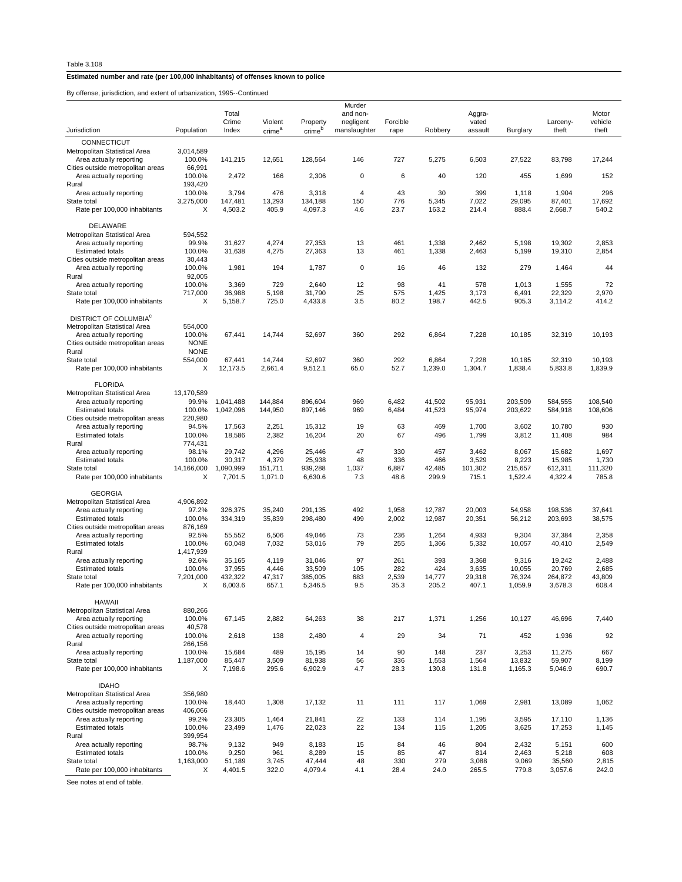Table 3.108

**Estimated number and rate (per 100,000 inhabitants) of offenses known to police**

By offense, jurisdiction, and extent of urbanization, 1995--Continued

| Jurisdiction | Population | Total Crime Index | Violent crime[a] | Property crime[b] | Murder and non-negligent manslaughter | Forcible rape | Robbery | Aggravated assault | Burglary | Larceny-theft | Motor vehicle theft |
|---|---|---|---|---|---|---|---|---|---|---|---|
| CONNECTICUT | | | | | | | | | | | |
| Metropolitan Statistical Area | 3,014,589 | | | | | | | | | | |
| Area actually reporting | 100.0% | 141,215 | 12,651 | 128,564 | 146 | 727 | 5,275 | 6,503 | 27,522 | 83,798 | 17,244 |
| Cities outside metropolitan areas | 66,991 | | | | | | | | | | |
| Area actually reporting | 100.0% | 2,472 | 166 | 2,306 | 0 | 6 | 40 | 120 | 455 | 1,699 | 152 |
| Rural | 193,420 | | | | | | | | | | |
| Area actually reporting | 100.0% | 3,794 | 476 | 3,318 | 4 | 43 | 30 | 399 | 1,118 | 1,904 | 296 |
| State total | 3,275,000 | 147,481 | 13,293 | 134,188 | 150 | 776 | 5,345 | 7,022 | 29,095 | 87,401 | 17,692 |
| Rate per 100,000 inhabitants | X | 4,503.2 | 405.9 | 4,097.3 | 4.6 | 23.7 | 163.2 | 214.4 | 888.4 | 2,668.7 | 540.2 |
| DELAWARE | | | | | | | | | | | |
| Metropolitan Statistical Area | 594,552 | | | | | | | | | | |
| Area actually reporting | 99.9% | 31,627 | 4,274 | 27,353 | 13 | 461 | 1,338 | 2,462 | 5,198 | 19,302 | 2,853 |
| Estimated totals | 100.0% | 31,638 | 4,275 | 27,363 | 13 | 461 | 1,338 | 2,463 | 5,199 | 19,310 | 2,854 |
| Cities outside metropolitan areas | 30,443 | | | | | | | | | | |
| Area actually reporting | 100.0% | 1,981 | 194 | 1,787 | 0 | 16 | 46 | 132 | 279 | 1,464 | 44 |
| Rural | 92,005 | | | | | | | | | | |
| Area actually reporting | 100.0% | 3,369 | 729 | 2,640 | 12 | 98 | 41 | 578 | 1,013 | 1,555 | 72 |
| State total | 717,000 | 36,988 | 5,198 | 31,790 | 25 | 575 | 1,425 | 3,173 | 6,491 | 22,329 | 2,970 |
| Rate per 100,000 inhabitants | X | 5,158.7 | 725.0 | 4,433.8 | 3.5 | 80.2 | 198.7 | 442.5 | 905.3 | 3,114.2 | 414.2 |
| DISTRICT OF COLUMBIA[c] | | | | | | | | | | | |
| Metropolitan Statistical Area | 554,000 | | | | | | | | | | |
| Area actually reporting | 100.0% | 67,441 | 14,744 | 52,697 | 360 | 292 | 6,864 | 7,228 | 10,185 | 32,319 | 10,193 |
| Cities outside metropolitan areas | NONE | | | | | | | | | | |
| Rural | NONE | | | | | | | | | | |
| State total | 554,000 | 67,441 | 14,744 | 52,697 | 360 | 292 | 6,864 | 7,228 | 10,185 | 32,319 | 10,193 |
| Rate per 100,000 inhabitants | X | 12,173.5 | 2,661.4 | 9,512.1 | 65.0 | 52.7 | 1,239.0 | 1,304.7 | 1,838.4 | 5,833.8 | 1,839.9 |
| FLORIDA | | | | | | | | | | | |
| Metropolitan Statistical Area | 13,170,589 | | | | | | | | | | |
| Area actually reporting | 99.9% | 1,041,488 | 144,884 | 896,604 | 969 | 6,482 | 41,502 | 95,931 | 203,509 | 584,555 | 108,540 |
| Estimated totals | 100.0% | 1,042,096 | 144,950 | 897,146 | 969 | 6,484 | 41,523 | 95,974 | 203,622 | 584,918 | 108,606 |
| Cities outside metropolitan areas | 220,980 | | | | | | | | | | |
| Area actually reporting | 94.5% | 17,563 | 2,251 | 15,312 | 19 | 63 | 469 | 1,700 | 3,602 | 10,780 | 930 |
| Estimated totals | 100.0% | 18,586 | 2,382 | 16,204 | 20 | 67 | 496 | 1,799 | 3,812 | 11,408 | 984 |
| Rural | 774,431 | | | | | | | | | | |
| Area actually reporting | 98.1% | 29,742 | 4,296 | 25,446 | 47 | 330 | 457 | 3,462 | 8,067 | 15,682 | 1,697 |
| Estimated totals | 100.0% | 30,317 | 4,379 | 25,938 | 48 | 336 | 466 | 3,529 | 8,223 | 15,985 | 1,730 |
| State total | 14,166,000 | 1,090,999 | 151,711 | 939,288 | 1,037 | 6,887 | 42,485 | 101,302 | 215,657 | 612,311 | 111,320 |
| Rate per 100,000 inhabitants | X | 7,701.5 | 1,071.0 | 6,630.6 | 7.3 | 48.6 | 299.9 | 715.1 | 1,522.4 | 4,322.4 | 785.8 |
| GEORGIA | | | | | | | | | | | |
| Metropolitan Statistical Area | 4,906,892 | | | | | | | | | | |
| Area actually reporting | 97.2% | 326,375 | 35,240 | 291,135 | 492 | 1,958 | 12,787 | 20,003 | 54,958 | 198,536 | 37,641 |
| Estimated totals | 100.0% | 334,319 | 35,839 | 298,480 | 499 | 2,002 | 12,987 | 20,351 | 56,212 | 203,693 | 38,575 |
| Cities outside metropolitan areas | 876,169 | | | | | | | | | | |
| Area actually reporting | 92.5% | 55,552 | 6,506 | 49,046 | 73 | 236 | 1,264 | 4,933 | 9,304 | 37,384 | 2,358 |
| Estimated totals | 100.0% | 60,048 | 7,032 | 53,016 | 79 | 255 | 1,366 | 5,332 | 10,057 | 40,410 | 2,549 |
| Rural | 1,417,939 | | | | | | | | | | |
| Area actually reporting | 92.6% | 35,165 | 4,119 | 31,046 | 97 | 261 | 393 | 3,368 | 9,316 | 19,242 | 2,488 |
| Estimated totals | 100.0% | 37,955 | 4,446 | 33,509 | 105 | 282 | 424 | 3,635 | 10,055 | 20,769 | 2,685 |
| State total | 7,201,000 | 432,322 | 47,317 | 385,005 | 683 | 2,539 | 14,777 | 29,318 | 76,324 | 264,872 | 43,809 |
| Rate per 100,000 inhabitants | X | 6,003.6 | 657.1 | 5,346.5 | 9.5 | 35.3 | 205.2 | 407.1 | 1,059.9 | 3,678.3 | 608.4 |
| HAWAII | | | | | | | | | | | |
| Metropolitan Statistical Area | 880,266 | | | | | | | | | | |
| Area actually reporting | 100.0% | 67,145 | 2,882 | 64,263 | 38 | 217 | 1,371 | 1,256 | 10,127 | 46,696 | 7,440 |
| Cities outside metropolitan areas | 40,578 | | | | | | | | | | |
| Area actually reporting | 100.0% | 2,618 | 138 | 2,480 | 4 | 29 | 34 | 71 | 452 | 1,936 | 92 |
| Rural | 266,156 | | | | | | | | | | |
| Area actually reporting | 100.0% | 15,684 | 489 | 15,195 | 14 | 90 | 148 | 237 | 3,253 | 11,275 | 667 |
| State total | 1,187,000 | 85,447 | 3,509 | 81,938 | 56 | 336 | 1,553 | 1,564 | 13,832 | 59,907 | 8,199 |
| Rate per 100,000 inhabitants | X | 7,198.6 | 295.6 | 6,902.9 | 4.7 | 28.3 | 130.8 | 131.8 | 1,165.3 | 5,046.9 | 690.7 |
| IDAHO | | | | | | | | | | | |
| Metropolitan Statistical Area | 356,980 | | | | | | | | | | |
| Area actually reporting | 100.0% | 18,440 | 1,308 | 17,132 | 11 | 111 | 117 | 1,069 | 2,981 | 13,089 | 1,062 |
| Cities outside metropolitan areas | 406,066 | | | | | | | | | | |
| Area actually reporting | 99.2% | 23,305 | 1,464 | 21,841 | 22 | 133 | 114 | 1,195 | 3,595 | 17,110 | 1,136 |
| Estimated totals | 100.0% | 23,499 | 1,476 | 22,023 | 22 | 134 | 115 | 1,205 | 3,625 | 17,253 | 1,145 |
| Rural | 399,954 | | | | | | | | | | |
| Area actually reporting | 98.7% | 9,132 | 949 | 8,183 | 15 | 84 | 46 | 804 | 2,432 | 5,151 | 600 |
| Estimated totals | 100.0% | 9,250 | 961 | 8,289 | 15 | 85 | 47 | 814 | 2,463 | 5,218 | 608 |
| State total | 1,163,000 | 51,189 | 3,745 | 47,444 | 48 | 330 | 279 | 3,088 | 9,069 | 35,560 | 2,815 |
| Rate per 100,000 inhabitants | X | 4,401.5 | 322.0 | 4,079.4 | 4.1 | 28.4 | 24.0 | 265.5 | 779.8 | 3,057.6 | 242.0 |

See notes at end of table.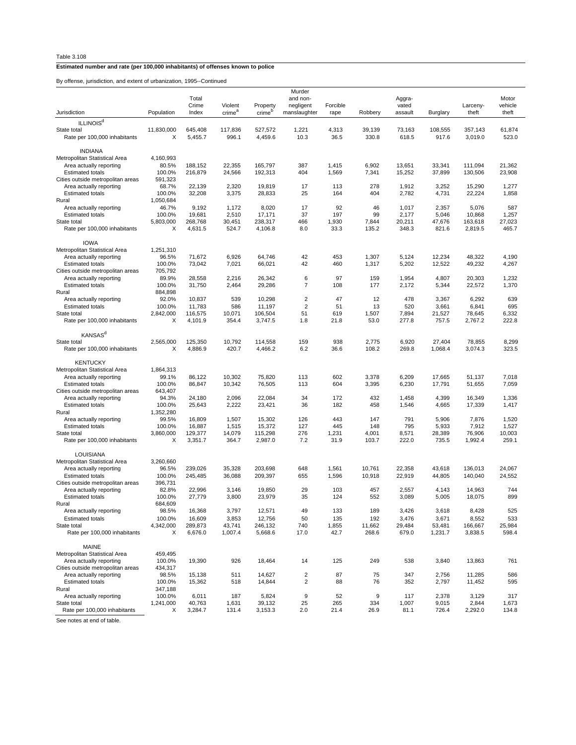Table 3.108

**Estimated number and rate (per 100,000 inhabitants) of offenses known to police**

By offense, jurisdiction, and extent of urbanization, 1995--Continued

| Jurisdiction | Population | Total Crime Index | Violent crime[a] | Property crime[b] | Murder and non-negligent manslaughter | Forcible rape | Robbery | Aggra-vated assault | Burglary | Larceny-theft | Motor vehicle theft |
|---|---|---|---|---|---|---|---|---|---|---|---|
| ILLINOIS[d] | | | | | | | | | | | |
| State total | 11,830,000 | 645,408 | 117,836 | 527,572 | 1,221 | 4,313 | 39,139 | 73,163 | 108,555 | 357,143 | 61,874 |
| Rate per 100,000 inhabitants | X | 5,455.7 | 996.1 | 4,459.6 | 10.3 | 36.5 | 330.8 | 618.5 | 917.6 | 3,019.0 | 523.0 |
| INDIANA | | | | | | | | | | | |
| Metropolitan Statistical Area | 4,160,993 | | | | | | | | | | |
| Area actually reporting | 80.5% | 188,152 | 22,355 | 165,797 | 387 | 1,415 | 6,902 | 13,651 | 33,341 | 111,094 | 21,362 |
| Estimated totals | 100.0% | 216,879 | 24,566 | 192,313 | 404 | 1,569 | 7,341 | 15,252 | 37,899 | 130,506 | 23,908 |
| Cities outside metropolitan areas | 591,323 | | | | | | | | | | |
| Area actually reporting | 68.7% | 22,139 | 2,320 | 19,819 | 17 | 113 | 278 | 1,912 | 3,252 | 15,290 | 1,277 |
| Estimated totals | 100.0% | 32,208 | 3,375 | 28,833 | 25 | 164 | 404 | 2,782 | 4,731 | 22,224 | 1,858 |
| Rural | 1,050,684 | | | | | | | | | | |
| Area actually reporting | 46.7% | 9,192 | 1,172 | 8,020 | 17 | 92 | 46 | 1,017 | 2,357 | 5,076 | 587 |
| Estimated totals | 100.0% | 19,681 | 2,510 | 17,171 | 37 | 197 | 99 | 2,177 | 5,046 | 10,868 | 1,257 |
| State total | 5,803,000 | 268,768 | 30,451 | 238,317 | 466 | 1,930 | 7,844 | 20,211 | 47,676 | 163,618 | 27,023 |
| Rate per 100,000 inhabitants | X | 4,631.5 | 524.7 | 4,106.8 | 8.0 | 33.3 | 135.2 | 348.3 | 821.6 | 2,819.5 | 465.7 |
| IOWA | | | | | | | | | | | |
| Metropolitan Statistical Area | 1,251,310 | | | | | | | | | | |
| Area actually reporting | 96.5% | 71,672 | 6,926 | 64,746 | 42 | 453 | 1,307 | 5,124 | 12,234 | 48,322 | 4,190 |
| Estimated totals | 100.0% | 73,042 | 7,021 | 66,021 | 42 | 460 | 1,317 | 5,202 | 12,522 | 49,232 | 4,267 |
| Cities outside metropolitan areas | 705,792 | | | | | | | | | | |
| Area actually reporting | 89.9% | 28,558 | 2,216 | 26,342 | 6 | 97 | 159 | 1,954 | 4,807 | 20,303 | 1,232 |
| Estimated totals | 100.0% | 31,750 | 2,464 | 29,286 | 7 | 108 | 177 | 2,172 | 5,344 | 22,572 | 1,370 |
| Rural | 884,898 | | | | | | | | | | |
| Area actually reporting | 92.0% | 10,837 | 539 | 10,298 | 2 | 47 | 12 | 478 | 3,367 | 6,292 | 639 |
| Estimated totals | 100.0% | 11,783 | 586 | 11,197 | 2 | 51 | 13 | 520 | 3,661 | 6,841 | 695 |
| State total | 2,842,000 | 116,575 | 10,071 | 106,504 | 51 | 619 | 1,507 | 7,894 | 21,527 | 78,645 | 6,332 |
| Rate per 100,000 inhabitants | X | 4,101.9 | 354.4 | 3,747.5 | 1.8 | 21.8 | 53.0 | 277.8 | 757.5 | 2,767.2 | 222.8 |
| KANSAS[d] | | | | | | | | | | | |
| State total | 2,565,000 | 125,350 | 10,792 | 114,558 | 159 | 938 | 2,775 | 6,920 | 27,404 | 78,855 | 8,299 |
| Rate per 100,000 inhabitants | X | 4,886.9 | 420.7 | 4,466.2 | 6.2 | 36.6 | 108.2 | 269.8 | 1,068.4 | 3,074.3 | 323.5 |
| KENTUCKY | | | | | | | | | | | |
| Metropolitan Statistical Area | 1,864,313 | | | | | | | | | | |
| Area actually reporting | 99.1% | 86,122 | 10,302 | 75,820 | 113 | 602 | 3,378 | 6,209 | 17,665 | 51,137 | 7,018 |
| Estimated totals | 100.0% | 86,847 | 10,342 | 76,505 | 113 | 604 | 3,395 | 6,230 | 17,791 | 51,655 | 7,059 |
| Cities outside metropolitan areas | 643,407 | | | | | | | | | | |
| Area actually reporting | 94.3% | 24,180 | 2,096 | 22,084 | 34 | 172 | 432 | 1,458 | 4,399 | 16,349 | 1,336 |
| Estimated totals | 100.0% | 25,643 | 2,222 | 23,421 | 36 | 182 | 458 | 1,546 | 4,665 | 17,339 | 1,417 |
| Rural | 1,352,280 | | | | | | | | | | |
| Area actually reporting | 99.5% | 16,809 | 1,507 | 15,302 | 126 | 443 | 147 | 791 | 5,906 | 7,876 | 1,520 |
| Estimated totals | 100.0% | 16,887 | 1,515 | 15,372 | 127 | 445 | 148 | 795 | 5,933 | 7,912 | 1,527 |
| State total | 3,860,000 | 129,377 | 14,079 | 115,298 | 276 | 1,231 | 4,001 | 8,571 | 28,389 | 76,906 | 10,003 |
| Rate per 100,000 inhabitants | X | 3,351.7 | 364.7 | 2,987.0 | 7.2 | 31.9 | 103.7 | 222.0 | 735.5 | 1,992.4 | 259.1 |
| LOUISIANA | | | | | | | | | | | |
| Metropolitan Statistical Area | 3,260,660 | | | | | | | | | | |
| Area actually reporting | 96.5% | 239,026 | 35,328 | 203,698 | 648 | 1,561 | 10,761 | 22,358 | 43,618 | 136,013 | 24,067 |
| Estimated totals | 100.0% | 245,485 | 36,088 | 209,397 | 655 | 1,596 | 10,918 | 22,919 | 44,805 | 140,040 | 24,552 |
| Cities outside metropolitan areas | 396,731 | | | | | | | | | | |
| Area actually reporting | 82.8% | 22,996 | 3,146 | 19,850 | 29 | 103 | 457 | 2,557 | 4,143 | 14,963 | 744 |
| Estimated totals | 100.0% | 27,779 | 3,800 | 23,979 | 35 | 124 | 552 | 3,089 | 5,005 | 18,075 | 899 |
| Rural | 684,609 | | | | | | | | | | |
| Area actually reporting | 98.5% | 16,368 | 3,797 | 12,571 | 49 | 133 | 189 | 3,426 | 3,618 | 8,428 | 525 |
| Estimated totals | 100.0% | 16,609 | 3,853 | 12,756 | 50 | 135 | 192 | 3,476 | 3,671 | 8,552 | 533 |
| State total | 4,342,000 | 289,873 | 43,741 | 246,132 | 740 | 1,855 | 11,662 | 29,484 | 53,481 | 166,667 | 25,984 |
| Rate per 100,000 inhabitants | X | 6,676.0 | 1,007.4 | 5,668.6 | 17.0 | 42.7 | 268.6 | 679.0 | 1,231.7 | 3,838.5 | 598.4 |
| MAINE | | | | | | | | | | | |
| Metropolitan Statistical Area | 459,495 | | | | | | | | | | |
| Area actually reporting | 100.0% | 19,390 | 926 | 18,464 | 14 | 125 | 249 | 538 | 3,840 | 13,863 | 761 |
| Cities outside metropolitan areas | 434,317 | | | | | | | | | | |
| Area actually reporting | 98.5% | 15,138 | 511 | 14,627 | 2 | 87 | 75 | 347 | 2,756 | 11,285 | 586 |
| Estimated totals | 100.0% | 15,362 | 518 | 14,844 | 2 | 88 | 76 | 352 | 2,797 | 11,452 | 595 |
| Rural | 347,188 | | | | | | | | | | |
| Area actually reporting | 100.0% | 6,011 | 187 | 5,824 | 9 | 52 | 9 | 117 | 2,378 | 3,129 | 317 |
| State total | 1,241,000 | 40,763 | 1,631 | 39,132 | 25 | 265 | 334 | 1,007 | 9,015 | 2,844 | 1,673 |
| Rate per 100,000 inhabitants | X | 3,284.7 | 131.4 | 3,153.3 | 2.0 | 21.4 | 26.9 | 81.1 | 726.4 | 2,292.0 | 134.8 |

See notes at end of table.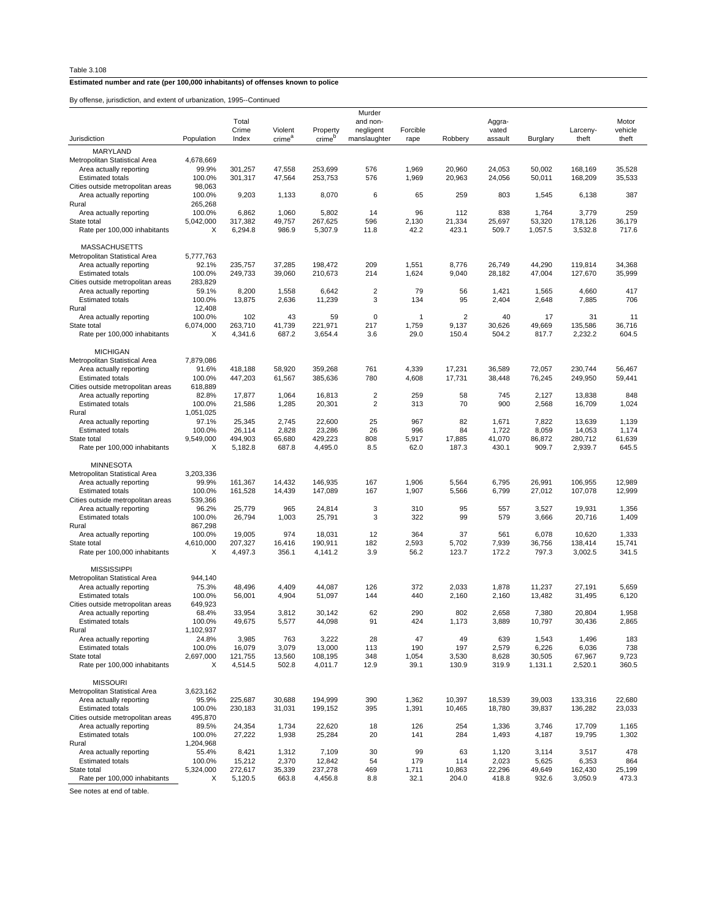Table 3.108

**Estimated number and rate (per 100,000 inhabitants) of offenses known to police**

By offense, jurisdiction, and extent of urbanization, 1995--Continued

| Jurisdiction | Population | Total Crime Index | Violent crime[a] | Property crime[b] | Murder and non-negligent manslaughter | Forcible rape | Robbery | Aggra-vated assault | Burglary | Larceny-theft | Motor vehicle theft |
|---|---|---|---|---|---|---|---|---|---|---|---|
| MARYLAND | | | | | | | | | | | |
| Metropolitan Statistical Area | 4,678,669 | | | | | | | | | | |
| Area actually reporting | 99.9% | 301,257 | 47,558 | 253,699 | 576 | 1,969 | 20,960 | 24,053 | 50,002 | 168,169 | 35,528 |
| Estimated totals | 100.0% | 301,317 | 47,564 | 253,753 | 576 | 1,969 | 20,963 | 24,056 | 50,011 | 168,209 | 35,533 |
| Cities outside metropolitan areas | 98,063 | | | | | | | | | | |
| Area actually reporting | 100.0% | 9,203 | 1,133 | 8,070 | 6 | 65 | 259 | 803 | 1,545 | 6,138 | 387 |
| Rural | 265,268 | | | | | | | | | | |
| Area actually reporting | 100.0% | 6,862 | 1,060 | 5,802 | 14 | 96 | 112 | 838 | 1,764 | 3,779 | 259 |
| State total | 5,042,000 | 317,382 | 49,757 | 267,625 | 596 | 2,130 | 21,334 | 25,697 | 53,320 | 178,126 | 36,179 |
| Rate per 100,000 inhabitants | X | 6,294.8 | 986.9 | 5,307.9 | 11.8 | 42.2 | 423.1 | 509.7 | 1,057.5 | 3,532.8 | 717.6 |
| MASSACHUSETTS | | | | | | | | | | | |
| Metropolitan Statistical Area | 5,777,763 | | | | | | | | | | |
| Area actually reporting | 92.1% | 235,757 | 37,285 | 198,472 | 209 | 1,551 | 8,776 | 26,749 | 44,290 | 119,814 | 34,368 |
| Estimated totals | 100.0% | 249,733 | 39,060 | 210,673 | 214 | 1,624 | 9,040 | 28,182 | 47,004 | 127,670 | 35,999 |
| Cities outside metropolitan areas | 283,829 | | | | | | | | | | |
| Area actually reporting | 59.1% | 8,200 | 1,558 | 6,642 | 2 | 79 | 56 | 1,421 | 1,565 | 4,660 | 417 |
| Estimated totals | 100.0% | 13,875 | 2,636 | 11,239 | 3 | 134 | 95 | 2,404 | 2,648 | 7,885 | 706 |
| Rural | 12,408 | | | | | | | | | | |
| Area actually reporting | 100.0% | 102 | 43 | 59 | 0 | 1 | 2 | 40 | 17 | 31 | 11 |
| State total | 6,074,000 | 263,710 | 41,739 | 221,971 | 217 | 1,759 | 9,137 | 30,626 | 49,669 | 135,586 | 36,716 |
| Rate per 100,000 inhabitants | X | 4,341.6 | 687.2 | 3,654.4 | 3.6 | 29.0 | 150.4 | 504.2 | 817.7 | 2,232.2 | 604.5 |
| MICHIGAN | | | | | | | | | | | |
| Metropolitan Statistical Area | 7,879,086 | | | | | | | | | | |
| Area actually reporting | 91.6% | 418,188 | 58,920 | 359,268 | 761 | 4,339 | 17,231 | 36,589 | 72,057 | 230,744 | 56,467 |
| Estimated totals | 100.0% | 447,203 | 61,567 | 385,636 | 780 | 4,608 | 17,731 | 38,448 | 76,245 | 249,950 | 59,441 |
| Cities outside metropolitan areas | 618,889 | | | | | | | | | | |
| Area actually reporting | 82.8% | 17,877 | 1,064 | 16,813 | 2 | 259 | 58 | 745 | 2,127 | 13,838 | 848 |
| Estimated totals | 100.0% | 21,586 | 1,285 | 20,301 | 2 | 313 | 70 | 900 | 2,568 | 16,709 | 1,024 |
| Rural | 1,051,025 | | | | | | | | | | |
| Area actually reporting | 97.1% | 25,345 | 2,745 | 22,600 | 25 | 967 | 82 | 1,671 | 7,822 | 13,639 | 1,139 |
| Estimated totals | 100.0% | 26,114 | 2,828 | 23,286 | 26 | 996 | 84 | 1,722 | 8,059 | 14,053 | 1,174 |
| State total | 9,549,000 | 494,903 | 65,680 | 429,223 | 808 | 5,917 | 17,885 | 41,070 | 86,872 | 280,712 | 61,639 |
| Rate per 100,000 inhabitants | X | 5,182.8 | 687.8 | 4,495.0 | 8.5 | 62.0 | 187.3 | 430.1 | 909.7 | 2,939.7 | 645.5 |
| MINNESOTA | | | | | | | | | | | |
| Metropolitan Statistical Area | 3,203,336 | | | | | | | | | | |
| Area actually reporting | 99.9% | 161,367 | 14,432 | 146,935 | 167 | 1,906 | 5,564 | 6,795 | 26,991 | 106,955 | 12,989 |
| Estimated totals | 100.0% | 161,528 | 14,439 | 147,089 | 167 | 1,907 | 5,566 | 6,799 | 27,012 | 107,078 | 12,999 |
| Cities outside metropolitan areas | 539,366 | | | | | | | | | | |
| Area actually reporting | 96.2% | 25,779 | 965 | 24,814 | 3 | 310 | 95 | 557 | 3,527 | 19,931 | 1,356 |
| Estimated totals | 100.0% | 26,794 | 1,003 | 25,791 | 3 | 322 | 99 | 579 | 3,666 | 20,716 | 1,409 |
| Rural | 867,298 | | | | | | | | | | |
| Area actually reporting | 100.0% | 19,005 | 974 | 18,031 | 12 | 364 | 37 | 561 | 6,078 | 10,620 | 1,333 |
| State total | 4,610,000 | 207,327 | 16,416 | 190,911 | 182 | 2,593 | 5,702 | 7,939 | 36,756 | 138,414 | 15,741 |
| Rate per 100,000 inhabitants | X | 4,497.3 | 356.1 | 4,141.2 | 3.9 | 56.2 | 123.7 | 172.2 | 797.3 | 3,002.5 | 341.5 |
| MISSISSIPPI | | | | | | | | | | | |
| Metropolitan Statistical Area | 944,140 | | | | | | | | | | |
| Area actually reporting | 75.3% | 48,496 | 4,409 | 44,087 | 126 | 372 | 2,033 | 1,878 | 11,237 | 27,191 | 5,659 |
| Estimated totals | 100.0% | 56,001 | 4,904 | 51,097 | 144 | 440 | 2,160 | 2,160 | 13,482 | 31,495 | 6,120 |
| Cities outside metropolitan areas | 649,923 | | | | | | | | | | |
| Area actually reporting | 68.4% | 33,954 | 3,812 | 30,142 | 62 | 290 | 802 | 2,658 | 7,380 | 20,804 | 1,958 |
| Estimated totals | 100.0% | 49,675 | 5,577 | 44,098 | 91 | 424 | 1,173 | 3,889 | 10,797 | 30,436 | 2,865 |
| Rural | 1,102,937 | | | | | | | | | | |
| Area actually reporting | 24.8% | 3,985 | 763 | 3,222 | 28 | 47 | 49 | 639 | 1,543 | 1,496 | 183 |
| Estimated totals | 100.0% | 16,079 | 3,079 | 13,000 | 113 | 190 | 197 | 2,579 | 6,226 | 6,036 | 738 |
| State total | 2,697,000 | 121,755 | 13,560 | 108,195 | 348 | 1,054 | 3,530 | 8,628 | 30,505 | 67,967 | 9,723 |
| Rate per 100,000 inhabitants | X | 4,514.5 | 502.8 | 4,011.7 | 12.9 | 39.1 | 130.9 | 319.9 | 1,131.1 | 2,520.1 | 360.5 |
| MISSOURI | | | | | | | | | | | |
| Metropolitan Statistical Area | 3,623,162 | | | | | | | | | | |
| Area actually reporting | 95.9% | 225,687 | 30,688 | 194,999 | 390 | 1,362 | 10,397 | 18,539 | 39,003 | 133,316 | 22,680 |
| Estimated totals | 100.0% | 230,183 | 31,031 | 199,152 | 395 | 1,391 | 10,465 | 18,780 | 39,837 | 136,282 | 23,033 |
| Cities outside metropolitan areas | 495,870 | | | | | | | | | | |
| Area actually reporting | 89.5% | 24,354 | 1,734 | 22,620 | 18 | 126 | 254 | 1,336 | 3,746 | 17,709 | 1,165 |
| Estimated totals | 100.0% | 27,222 | 1,938 | 25,284 | 20 | 141 | 284 | 1,493 | 4,187 | 19,795 | 1,302 |
| Rural | 1,204,968 | | | | | | | | | | |
| Area actually reporting | 55.4% | 8,421 | 1,312 | 7,109 | 30 | 99 | 63 | 1,120 | 3,114 | 3,517 | 478 |
| Estimated totals | 100.0% | 15,212 | 2,370 | 12,842 | 54 | 179 | 114 | 2,023 | 5,625 | 6,353 | 864 |
| State total | 5,324,000 | 272,617 | 35,339 | 237,278 | 469 | 1,711 | 10,863 | 22,296 | 49,649 | 162,430 | 25,199 |
| Rate per 100,000 inhabitants | X | 5,120.5 | 663.8 | 4,456.8 | 8.8 | 32.1 | 204.0 | 418.8 | 932.6 | 3,050.9 | 473.3 |

See notes at end of table.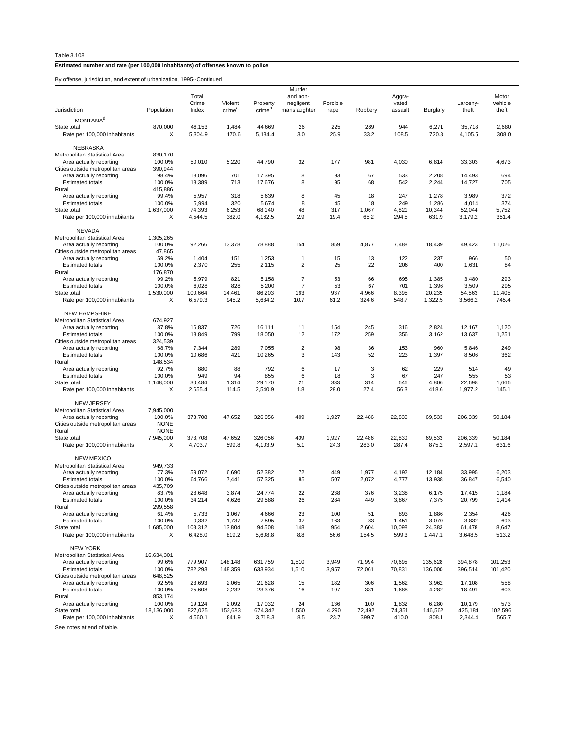Table 3.108

**Estimated number and rate (per 100,000 inhabitants) of offenses known to police**

By offense, jurisdiction, and extent of urbanization, 1995--Continued

| Jurisdiction | Population | Total Crime Index | Violent crime[a] | Property crime[b] | Murder and non-negligent manslaughter | Forcible rape | Robbery | Aggra-vated assault | Burglary | Larceny-theft | Motor vehicle theft |
|---|---|---|---|---|---|---|---|---|---|---|---|
| MONTANA[d] | | | | | | | | | | | |
| State total | 870,000 | 46,153 | 1,484 | 44,669 | 26 | 225 | 289 | 944 | 6,271 | 35,718 | 2,680 |
| Rate per 100,000 inhabitants | X | 5,304.9 | 170.6 | 5,134.4 | 3.0 | 25.9 | 33.2 | 108.5 | 720.8 | 4,105.5 | 308.0 |
| NEBRASKA | | | | | | | | | | | |
| Metropolitan Statistical Area | 830,170 | | | | | | | | | | |
| Area actually reporting | 100.0% | 50,010 | 5,220 | 44,790 | 32 | 177 | 981 | 4,030 | 6,814 | 33,303 | 4,673 |
| Cities outside metropolitan areas | 390,944 | | | | | | | | | | |
| Area actually reporting | 98.4% | 18,096 | 701 | 17,395 | 8 | 93 | 67 | 533 | 2,208 | 14,493 | 694 |
| Estimated totals | 100.0% | 18,389 | 713 | 17,676 | 8 | 95 | 68 | 542 | 2,244 | 14,727 | 705 |
| Rural | 415,886 | | | | | | | | | | |
| Area actually reporting | 99.4% | 5,957 | 318 | 5,639 | 8 | 45 | 18 | 247 | 1,278 | 3,989 | 372 |
| Estimated totals | 100.0% | 5,994 | 320 | 5,674 | 8 | 45 | 18 | 249 | 1,286 | 4,014 | 374 |
| State total | 1,637,000 | 74,393 | 6,253 | 68,140 | 48 | 317 | 1,067 | 4,821 | 10,344 | 52,044 | 5,752 |
| Rate per 100,000 inhabitants | X | 4,544.5 | 382.0 | 4,162.5 | 2.9 | 19.4 | 65.2 | 294.5 | 631.9 | 3,179.2 | 351.4 |
| NEVADA | | | | | | | | | | | |
| Metropolitan Statistical Area | 1,305,265 | | | | | | | | | | |
| Area actually reporting | 100.0% | 92,266 | 13,378 | 78,888 | 154 | 859 | 4,877 | 7,488 | 18,439 | 49,423 | 11,026 |
| Cities outside metropolitan areas | 47,865 | | | | | | | | | | |
| Area actually reporting | 59.2% | 1,404 | 151 | 1,253 | 1 | 15 | 13 | 122 | 237 | 966 | 50 |
| Estimated totals | 100.0% | 2,370 | 255 | 2,115 | 2 | 25 | 22 | 206 | 400 | 1,631 | 84 |
| Rural | 176,870 | | | | | | | | | | |
| Area actually reporting | 99.2% | 5,979 | 821 | 5,158 | 7 | 53 | 66 | 695 | 1,385 | 3,480 | 293 |
| Estimated totals | 100.0% | 6,028 | 828 | 5,200 | 7 | 53 | 67 | 701 | 1,396 | 3,509 | 295 |
| State total | 1,530,000 | 100,664 | 14,461 | 86,203 | 163 | 937 | 4,966 | 8,395 | 20,235 | 54,563 | 11,405 |
| Rate per 100,000 inhabitants | X | 6,579.3 | 945.2 | 5,634.2 | 10.7 | 61.2 | 324.6 | 548.7 | 1,322.5 | 3,566.2 | 745.4 |
| NEW HAMPSHIRE | | | | | | | | | | | |
| Metropolitan Statistical Area | 674,927 | | | | | | | | | | |
| Area actually reporting | 87.8% | 16,837 | 726 | 16,111 | 11 | 154 | 245 | 316 | 2,824 | 12,167 | 1,120 |
| Estimated totals | 100.0% | 18,849 | 799 | 18,050 | 12 | 172 | 259 | 356 | 3,162 | 13,637 | 1,251 |
| Cities outside metropolitan areas | 324,539 | | | | | | | | | | |
| Area actually reporting | 68.7% | 7,344 | 289 | 7,055 | 2 | 98 | 36 | 153 | 960 | 5,846 | 249 |
| Estimated totals | 100.0% | 10,686 | 421 | 10,265 | 3 | 143 | 52 | 223 | 1,397 | 8,506 | 362 |
| Rural | 148,534 | | | | | | | | | | |
| Area actually reporting | 92.7% | 880 | 88 | 792 | 6 | 17 | 3 | 62 | 229 | 514 | 49 |
| Estimated totals | 100.0% | 949 | 94 | 855 | 6 | 18 | 3 | 67 | 247 | 555 | 53 |
| State total | 1,148,000 | 30,484 | 1,314 | 29,170 | 21 | 333 | 314 | 646 | 4,806 | 22,698 | 1,666 |
| Rate per 100,000 inhabitants | X | 2,655.4 | 114.5 | 2,540.9 | 1.8 | 29.0 | 27.4 | 56.3 | 418.6 | 1,977.2 | 145.1 |
| NEW JERSEY | | | | | | | | | | | |
| Metropolitan Statistical Area | 7,945,000 | | | | | | | | | | |
| Area actually reporting | 100.0% | 373,708 | 47,652 | 326,056 | 409 | 1,927 | 22,486 | 22,830 | 69,533 | 206,339 | 50,184 |
| Cities outside metropolitan areas | NONE | | | | | | | | | | |
| Rural | NONE | | | | | | | | | | |
| State total | 7,945,000 | 373,708 | 47,652 | 326,056 | 409 | 1,927 | 22,486 | 22,830 | 69,533 | 206,339 | 50,184 |
| Rate per 100,000 inhabitants | X | 4,703.7 | 599.8 | 4,103.9 | 5.1 | 24.3 | 283.0 | 287.4 | 875.2 | 2,597.1 | 631.6 |
| NEW MEXICO | | | | | | | | | | | |
| Metropolitan Statistical Area | 949,733 | | | | | | | | | | |
| Area actually reporting | 77.3% | 59,072 | 6,690 | 52,382 | 72 | 449 | 1,977 | 4,192 | 12,184 | 33,995 | 6,203 |
| Estimated totals | 100.0% | 64,766 | 7,441 | 57,325 | 85 | 507 | 2,072 | 4,777 | 13,938 | 36,847 | 6,540 |
| Cities outside metropolitan areas | 435,709 | | | | | | | | | | |
| Area actually reporting | 83.7% | 28,648 | 3,874 | 24,774 | 22 | 238 | 376 | 3,238 | 6,175 | 17,415 | 1,184 |
| Estimated totals | 100.0% | 34,214 | 4,626 | 29,588 | 26 | 284 | 449 | 3,867 | 7,375 | 20,799 | 1,414 |
| Rural | 299,558 | | | | | | | | | | |
| Area actually reporting | 61.4% | 5,733 | 1,067 | 4,666 | 23 | 100 | 51 | 893 | 1,886 | 2,354 | 426 |
| Estimated totals | 100.0% | 9,332 | 1,737 | 7,595 | 37 | 163 | 83 | 1,451 | 3,070 | 3,832 | 693 |
| State total | 1,685,000 | 108,312 | 13,804 | 94,508 | 148 | 954 | 2,604 | 10,098 | 24,383 | 61,478 | 8,647 |
| Rate per 100,000 inhabitants | X | 6,428.0 | 819.2 | 5,608.8 | 8.8 | 56.6 | 154.5 | 599.3 | 1,447.1 | 3,648.5 | 513.2 |
| NEW YORK | | | | | | | | | | | |
| Metropolitan Statistical Area | 16,634,301 | | | | | | | | | | |
| Area actually reporting | 99.6% | 779,907 | 148,148 | 631,759 | 1,510 | 3,949 | 71,994 | 70,695 | 135,628 | 394,878 | 101,253 |
| Estimated totals | 100.0% | 782,293 | 148,359 | 633,934 | 1,510 | 3,957 | 72,061 | 70,831 | 136,000 | 396,514 | 101,420 |
| Cities outside metropolitan areas | 648,525 | | | | | | | | | | |
| Area actually reporting | 92.5% | 23,693 | 2,065 | 21,628 | 15 | 182 | 306 | 1,562 | 3,962 | 17,108 | 558 |
| Estimated totals | 100.0% | 25,608 | 2,232 | 23,376 | 16 | 197 | 331 | 1,688 | 4,282 | 18,491 | 603 |
| Rural | 853,174 | | | | | | | | | | |
| Area actually reporting | 100.0% | 19,124 | 2,092 | 17,032 | 24 | 136 | 100 | 1,832 | 6,280 | 10,179 | 573 |
| State total | 18,136,000 | 827,025 | 152,683 | 674,342 | 1,550 | 4,290 | 72,492 | 74,351 | 146,562 | 425,184 | 102,596 |
| Rate per 100,000 inhabitants | X | 4,560.1 | 841.9 | 3,718.3 | 8.5 | 23.7 | 399.7 | 410.0 | 808.1 | 2,344.4 | 565.7 |

See notes at end of table.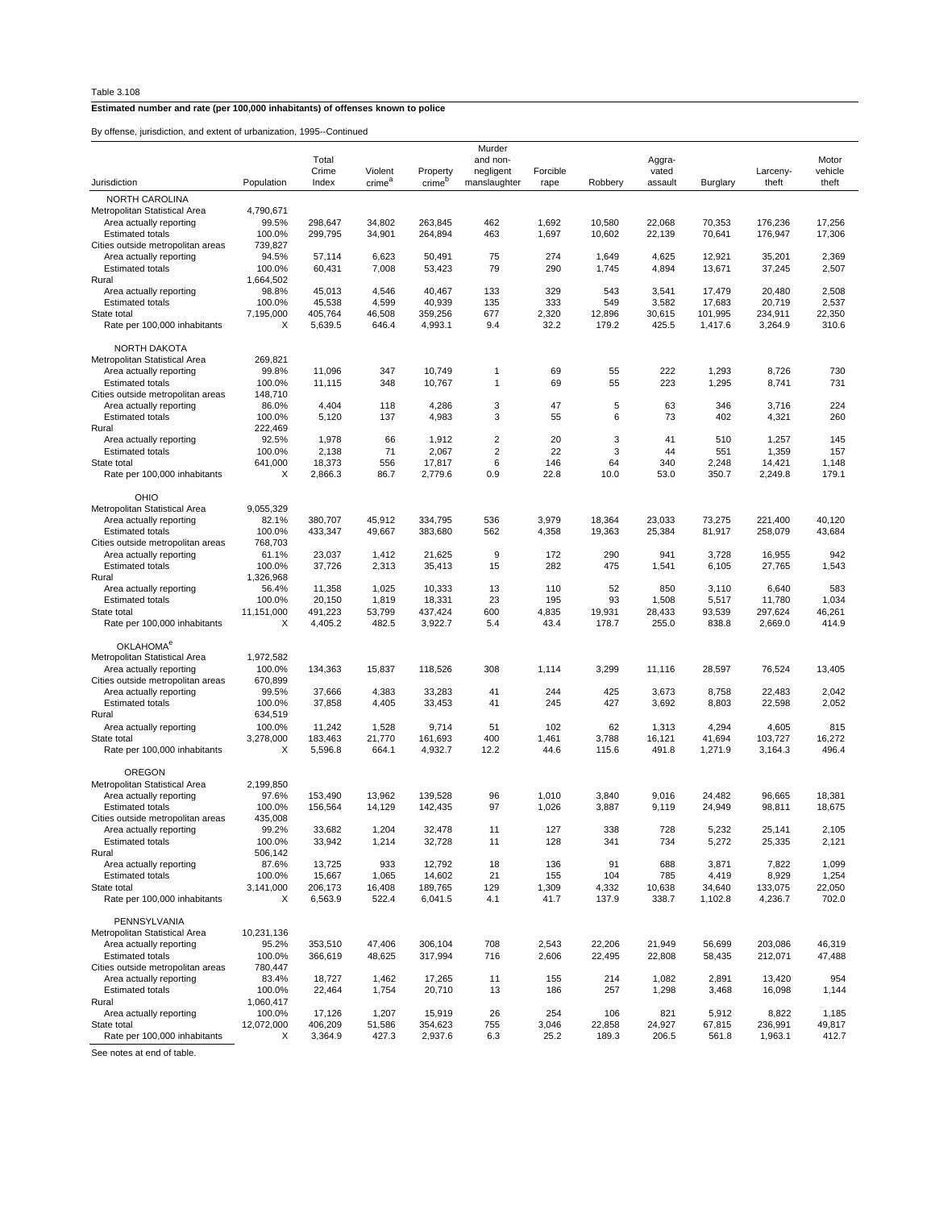Table 3.108

**Estimated number and rate (per 100,000 inhabitants) of offenses known to police**

By offense, jurisdiction, and extent of urbanization, 1995--Continued

| Jurisdiction | Population | Total Crime Index | Violent crime[a] | Property crime[b] | Murder and non-negligent manslaughter | Forcible rape | Robbery | Aggravated assault | Burglary | Larceny-theft | Motor vehicle theft |
|---|---|---|---|---|---|---|---|---|---|---|---|
| NORTH CAROLINA | | | | | | | | | | | |
| Metropolitan Statistical Area | 4,790,671 | | | | | | | | | | |
| Area actually reporting | 99.5% | 298,647 | 34,802 | 263,845 | 462 | 1,692 | 10,580 | 22,068 | 70,353 | 176,236 | 17,256 |
| Estimated totals | 100.0% | 299,795 | 34,901 | 264,894 | 463 | 1,697 | 10,602 | 22,139 | 70,641 | 176,947 | 17,306 |
| Cities outside metropolitan areas | 739,827 | | | | | | | | | | |
| Area actually reporting | 94.5% | 57,114 | 6,623 | 50,491 | 75 | 274 | 1,649 | 4,625 | 12,921 | 35,201 | 2,369 |
| Estimated totals | 100.0% | 60,431 | 7,008 | 53,423 | 79 | 290 | 1,745 | 4,894 | 13,671 | 37,245 | 2,507 |
| Rural | 1,664,502 | | | | | | | | | | |
| Area actually reporting | 98.8% | 45,013 | 4,546 | 40,467 | 133 | 329 | 543 | 3,541 | 17,479 | 20,480 | 2,508 |
| Estimated totals | 100.0% | 45,538 | 4,599 | 40,939 | 135 | 333 | 549 | 3,582 | 17,683 | 20,719 | 2,537 |
| State total | 7,195,000 | 405,764 | 46,508 | 359,256 | 677 | 2,320 | 12,896 | 30,615 | 101,995 | 234,911 | 22,350 |
| Rate per 100,000 inhabitants | X | 5,639.5 | 646.4 | 4,993.1 | 9.4 | 32.2 | 179.2 | 425.5 | 1,417.6 | 3,264.9 | 310.6 |
| NORTH DAKOTA | | | | | | | | | | | |
| Metropolitan Statistical Area | 269,821 | | | | | | | | | | |
| Area actually reporting | 99.8% | 11,096 | 347 | 10,749 | 1 | 69 | 55 | 222 | 1,293 | 8,726 | 730 |
| Estimated totals | 100.0% | 11,115 | 348 | 10,767 | 1 | 69 | 55 | 223 | 1,295 | 8,741 | 731 |
| Cities outside metropolitan areas | 148,710 | | | | | | | | | | |
| Area actually reporting | 86.0% | 4,404 | 118 | 4,286 | 3 | 47 | 5 | 63 | 346 | 3,716 | 224 |
| Estimated totals | 100.0% | 5,120 | 137 | 4,983 | 3 | 55 | 6 | 73 | 402 | 4,321 | 260 |
| Rural | 222,469 | | | | | | | | | | |
| Area actually reporting | 92.5% | 1,978 | 66 | 1,912 | 2 | 20 | 3 | 41 | 510 | 1,257 | 145 |
| Estimated totals | 100.0% | 2,138 | 71 | 2,067 | 2 | 22 | 3 | 44 | 551 | 1,359 | 157 |
| State total | 641,000 | 18,373 | 556 | 17,817 | 6 | 146 | 64 | 340 | 2,248 | 14,421 | 1,148 |
| Rate per 100,000 inhabitants | X | 2,866.3 | 86.7 | 2,779.6 | 0.9 | 22.8 | 10.0 | 53.0 | 350.7 | 2,249.8 | 179.1 |
| OHIO | | | | | | | | | | | |
| Metropolitan Statistical Area | 9,055,329 | | | | | | | | | | |
| Area actually reporting | 82.1% | 380,707 | 45,912 | 334,795 | 536 | 3,979 | 18,364 | 23,033 | 73,275 | 221,400 | 40,120 |
| Estimated totals | 100.0% | 433,347 | 49,667 | 383,680 | 562 | 4,358 | 19,363 | 25,384 | 81,917 | 258,079 | 43,684 |
| Cities outside metropolitan areas | 768,703 | | | | | | | | | | |
| Area actually reporting | 61.1% | 23,037 | 1,412 | 21,625 | 9 | 172 | 290 | 941 | 3,728 | 16,955 | 942 |
| Estimated totals | 100.0% | 37,726 | 2,313 | 35,413 | 15 | 282 | 475 | 1,541 | 6,105 | 27,765 | 1,543 |
| Rural | 1,326,968 | | | | | | | | | | |
| Area actually reporting | 56.4% | 11,358 | 1,025 | 10,333 | 13 | 110 | 52 | 850 | 3,110 | 6,640 | 583 |
| Estimated totals | 100.0% | 20,150 | 1,819 | 18,331 | 23 | 195 | 93 | 1,508 | 5,517 | 11,780 | 1,034 |
| State total | 11,151,000 | 491,223 | 53,799 | 437,424 | 600 | 4,835 | 19,931 | 28,433 | 93,539 | 297,624 | 46,261 |
| Rate per 100,000 inhabitants | X | 4,405.2 | 482.5 | 3,922.7 | 5.4 | 43.4 | 178.7 | 255.0 | 838.8 | 2,669.0 | 414.9 |
| OKLAHOMA[e] | | | | | | | | | | | |
| Metropolitan Statistical Area | 1,972,582 | | | | | | | | | | |
| Area actually reporting | 100.0% | 134,363 | 15,837 | 118,526 | 308 | 1,114 | 3,299 | 11,116 | 28,597 | 76,524 | 13,405 |
| Cities outside metropolitan areas | 670,899 | | | | | | | | | | |
| Area actually reporting | 99.5% | 37,666 | 4,383 | 33,283 | 41 | 244 | 425 | 3,673 | 8,758 | 22,483 | 2,042 |
| Estimated totals | 100.0% | 37,858 | 4,405 | 33,453 | 41 | 245 | 427 | 3,692 | 8,803 | 22,598 | 2,052 |
| Rural | 634,519 | | | | | | | | | | |
| Area actually reporting | 100.0% | 11,242 | 1,528 | 9,714 | 51 | 102 | 62 | 1,313 | 4,294 | 4,605 | 815 |
| State total | 3,278,000 | 183,463 | 21,770 | 161,693 | 400 | 1,461 | 3,788 | 16,121 | 41,694 | 103,727 | 16,272 |
| Rate per 100,000 inhabitants | X | 5,596.8 | 664.1 | 4,932.7 | 12.2 | 44.6 | 115.6 | 491.8 | 1,271.9 | 3,164.3 | 496.4 |
| OREGON | | | | | | | | | | | |
| Metropolitan Statistical Area | 2,199,850 | | | | | | | | | | |
| Area actually reporting | 97.6% | 153,490 | 13,962 | 139,528 | 96 | 1,010 | 3,840 | 9,016 | 24,482 | 96,665 | 18,381 |
| Estimated totals | 100.0% | 156,564 | 14,129 | 142,435 | 97 | 1,026 | 3,887 | 9,119 | 24,949 | 98,811 | 18,675 |
| Cities outside metropolitan areas | 435,008 | | | | | | | | | | |
| Area actually reporting | 99.2% | 33,682 | 1,204 | 32,478 | 11 | 127 | 338 | 728 | 5,232 | 25,141 | 2,105 |
| Estimated totals | 100.0% | 33,942 | 1,214 | 32,728 | 11 | 128 | 341 | 734 | 5,272 | 25,335 | 2,121 |
| Rural | 506,142 | | | | | | | | | | |
| Area actually reporting | 87.6% | 13,725 | 933 | 12,792 | 18 | 136 | 91 | 688 | 3,871 | 7,822 | 1,099 |
| Estimated totals | 100.0% | 15,667 | 1,065 | 14,602 | 21 | 155 | 104 | 785 | 4,419 | 8,929 | 1,254 |
| State total | 3,141,000 | 206,173 | 16,408 | 189,765 | 129 | 1,309 | 4,332 | 10,638 | 34,640 | 133,075 | 22,050 |
| Rate per 100,000 inhabitants | X | 6,563.9 | 522.4 | 6,041.5 | 4.1 | 41.7 | 137.9 | 338.7 | 1,102.8 | 4,236.7 | 702.0 |
| PENNSYLVANIA | | | | | | | | | | | |
| Metropolitan Statistical Area | 10,231,136 | | | | | | | | | | |
| Area actually reporting | 95.2% | 353,510 | 47,406 | 306,104 | 708 | 2,543 | 22,206 | 21,949 | 56,699 | 203,086 | 46,319 |
| Estimated totals | 100.0% | 366,619 | 48,625 | 317,994 | 716 | 2,606 | 22,495 | 22,808 | 58,435 | 212,071 | 47,488 |
| Cities outside metropolitan areas | 780,447 | | | | | | | | | | |
| Area actually reporting | 83.4% | 18,727 | 1,462 | 17,265 | 11 | 155 | 214 | 1,082 | 2,891 | 13,420 | 954 |
| Estimated totals | 100.0% | 22,464 | 1,754 | 20,710 | 13 | 186 | 257 | 1,298 | 3,468 | 16,098 | 1,144 |
| Rural | 1,060,417 | | | | | | | | | | |
| Area actually reporting | 100.0% | 17,126 | 1,207 | 15,919 | 26 | 254 | 106 | 821 | 5,912 | 8,822 | 1,185 |
| State total | 12,072,000 | 406,209 | 51,586 | 354,623 | 755 | 3,046 | 22,858 | 24,927 | 67,815 | 236,991 | 49,817 |
| Rate per 100,000 inhabitants | X | 3,364.9 | 427.3 | 2,937.6 | 6.3 | 25.2 | 189.3 | 206.5 | 561.8 | 1,963.1 | 412.7 |

See notes at end of table.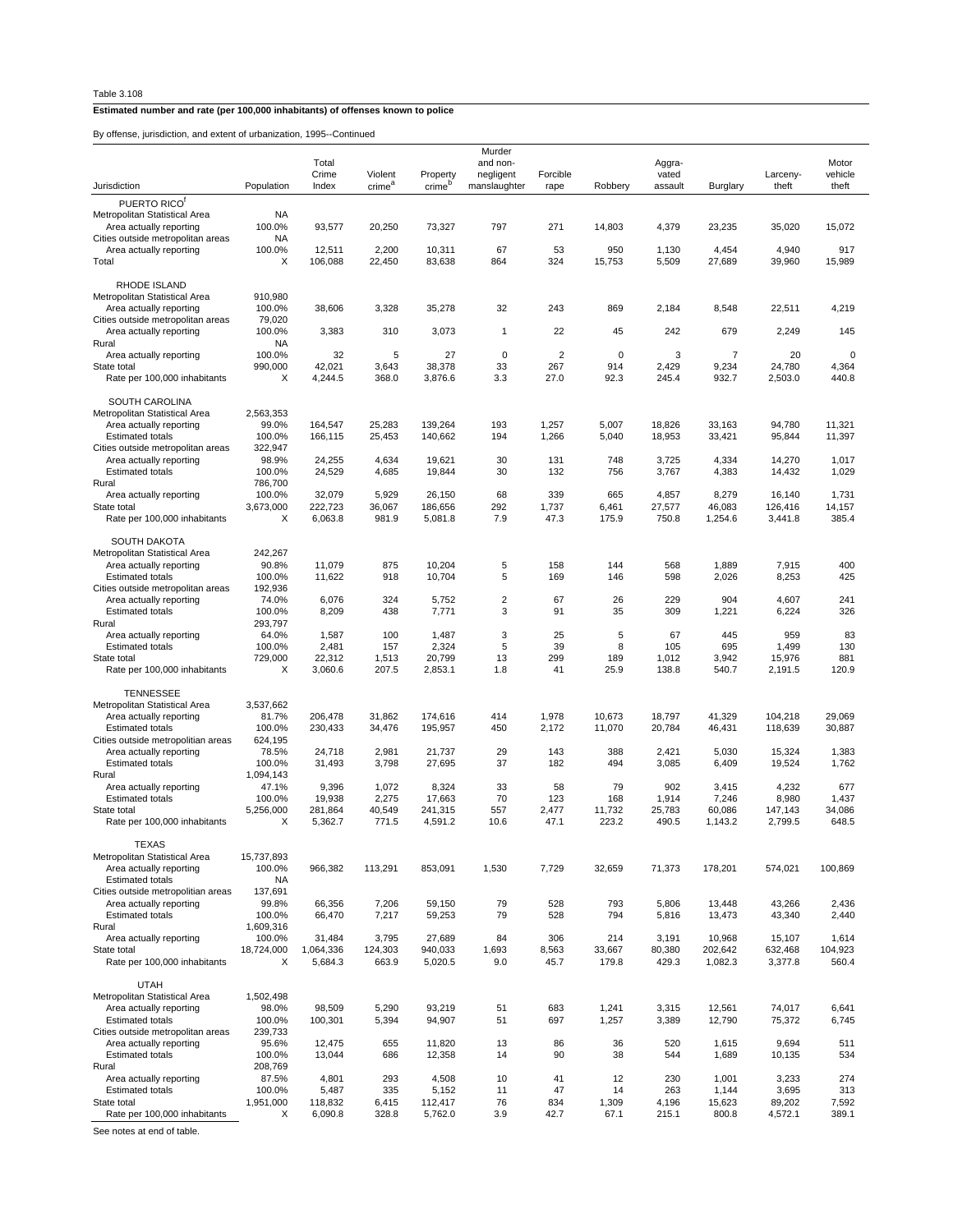Table 3.108

**Estimated number and rate (per 100,000 inhabitants) of offenses known to police**

By offense, jurisdiction, and extent of urbanization, 1995--Continued

| Jurisdiction | Population | Total Crime Index | Violent crime[a] | Property crime[b] | Murder and non-negligent manslaughter | Forcible rape | Robbery | Aggravated assault | Burglary | Larceny-theft | Motor vehicle theft |
|---|---|---|---|---|---|---|---|---|---|---|---|
| PUERTO RICO[f] | | | | | | | | | | | |
| Metropolitan Statistical Area | NA | | | | | | | | | | |
| Area actually reporting | 100.0% | 93,577 | 20,250 | 73,327 | 797 | 271 | 14,803 | 4,379 | 23,235 | 35,020 | 15,072 |
| Cities outside metropolitan areas | NA | | | | | | | | | | |
| Area actually reporting | 100.0% | 12,511 | 2,200 | 10,311 | 67 | 53 | 950 | 1,130 | 4,454 | 4,940 | 917 |
| Total | X | 106,088 | 22,450 | 83,638 | 864 | 324 | 15,753 | 5,509 | 27,689 | 39,960 | 15,989 |
| RHODE ISLAND | | | | | | | | | | | |
| Metropolitan Statistical Area | 910,980 | | | | | | | | | | |
| Area actually reporting | 100.0% | 38,606 | 3,328 | 35,278 | 32 | 243 | 869 | 2,184 | 8,548 | 22,511 | 4,219 |
| Cities outside metropolitan areas | 79,020 | | | | | | | | | | |
| Area actually reporting | 100.0% | 3,383 | 310 | 3,073 | 1 | 22 | 45 | 242 | 679 | 2,249 | 145 |
| Rural | NA | | | | | | | | | | |
| Area actually reporting | 100.0% | 32 | 5 | 27 | 0 | 2 | 0 | 3 | 7 | 20 | 0 |
| State total | 990,000 | 42,021 | 3,643 | 38,378 | 33 | 267 | 914 | 2,429 | 9,234 | 24,780 | 4,364 |
| Rate per 100,000 inhabitants | X | 4,244.5 | 368.0 | 3,876.6 | 3.3 | 27.0 | 92.3 | 245.4 | 932.7 | 2,503.0 | 440.8 |
| SOUTH CAROLINA | | | | | | | | | | | |
| Metropolitan Statistical Area | 2,563,353 | | | | | | | | | | |
| Area actually reporting | 99.0% | 164,547 | 25,283 | 139,264 | 193 | 1,257 | 5,007 | 18,826 | 33,163 | 94,780 | 11,321 |
| Estimated totals | 100.0% | 166,115 | 25,453 | 140,662 | 194 | 1,266 | 5,040 | 18,953 | 33,421 | 95,844 | 11,397 |
| Cities outside metropolitan areas | 322,947 | | | | | | | | | | |
| Area actually reporting | 98.9% | 24,255 | 4,634 | 19,621 | 30 | 131 | 748 | 3,725 | 4,334 | 14,270 | 1,017 |
| Estimated totals | 100.0% | 24,529 | 4,685 | 19,844 | 30 | 132 | 756 | 3,767 | 4,383 | 14,432 | 1,029 |
| Rural | 786,700 | | | | | | | | | | |
| Area actually reporting | 100.0% | 32,079 | 5,929 | 26,150 | 68 | 339 | 665 | 4,857 | 8,279 | 16,140 | 1,731 |
| State total | 3,673,000 | 222,723 | 36,067 | 186,656 | 292 | 1,737 | 6,461 | 27,577 | 46,083 | 126,416 | 14,157 |
| Rate per 100,000 inhabitants | X | 6,063.8 | 981.9 | 5,081.8 | 7.9 | 47.3 | 175.9 | 750.8 | 1,254.6 | 3,441.8 | 385.4 |
| SOUTH DAKOTA | | | | | | | | | | | |
| Metropolitan Statistical Area | 242,267 | | | | | | | | | | |
| Area actually reporting | 90.8% | 11,079 | 875 | 10,204 | 5 | 158 | 144 | 568 | 1,889 | 7,915 | 400 |
| Estimated totals | 100.0% | 11,622 | 918 | 10,704 | 5 | 169 | 146 | 598 | 2,026 | 8,253 | 425 |
| Cities outside metropolitan areas | 192,936 | | | | | | | | | | |
| Area actually reporting | 74.0% | 6,076 | 324 | 5,752 | 2 | 67 | 26 | 229 | 904 | 4,607 | 241 |
| Estimated totals | 100.0% | 8,209 | 438 | 7,771 | 3 | 91 | 35 | 309 | 1,221 | 6,224 | 326 |
| Rural | 293,797 | | | | | | | | | | |
| Area actually reporting | 64.0% | 1,587 | 100 | 1,487 | 3 | 25 | 5 | 67 | 445 | 959 | 83 |
| Estimated totals | 100.0% | 2,481 | 157 | 2,324 | 5 | 39 | 8 | 105 | 695 | 1,499 | 130 |
| State total | 729,000 | 22,312 | 1,513 | 20,799 | 13 | 299 | 189 | 1,012 | 3,942 | 15,976 | 881 |
| Rate per 100,000 inhabitants | X | 3,060.6 | 207.5 | 2,853.1 | 1.8 | 41 | 25.9 | 138.8 | 540.7 | 2,191.5 | 120.9 |
| TENNESSEE | | | | | | | | | | | |
| Metropolitan Statistical Area | 3,537,662 | | | | | | | | | | |
| Area actually reporting | 81.7% | 206,478 | 31,862 | 174,616 | 414 | 1,978 | 10,673 | 18,797 | 41,329 | 104,218 | 29,069 |
| Estimated totals | 100.0% | 230,433 | 34,476 | 195,957 | 450 | 2,172 | 11,070 | 20,784 | 46,431 | 118,639 | 30,887 |
| Cities outside metropolitian areas | 624,195 | | | | | | | | | | |
| Area actually reporting | 78.5% | 24,718 | 2,981 | 21,737 | 29 | 143 | 388 | 2,421 | 5,030 | 15,324 | 1,383 |
| Estimated totals | 100.0% | 31,493 | 3,798 | 27,695 | 37 | 182 | 494 | 3,085 | 6,409 | 19,524 | 1,762 |
| Rural | 1,094,143 | | | | | | | | | | |
| Area actually reporting | 47.1% | 9,396 | 1,072 | 8,324 | 33 | 58 | 79 | 902 | 3,415 | 4,232 | 677 |
| Estimated totals | 100.0% | 19,938 | 2,275 | 17,663 | 70 | 123 | 168 | 1,914 | 7,246 | 8,980 | 1,437 |
| State total | 5,256,000 | 281,864 | 40,549 | 241,315 | 557 | 2,477 | 11,732 | 25,783 | 60,086 | 147,143 | 34,086 |
| Rate per 100,000 inhabitants | X | 5,362.7 | 771.5 | 4,591.2 | 10.6 | 47.1 | 223.2 | 490.5 | 1,143.2 | 2,799.5 | 648.5 |
| TEXAS | | | | | | | | | | | |
| Metropolitan Statistical Area | 15,737,893 | | | | | | | | | | |
| Area actually reporting | 100.0% | 966,382 | 113,291 | 853,091 | 1,530 | 7,729 | 32,659 | 71,373 | 178,201 | 574,021 | 100,869 |
| Estimated totals | NA | | | | | | | | | | |
| Cities outside metropolitan areas | 137,691 | | | | | | | | | | |
| Area actually reporting | 99.8% | 66,356 | 7,206 | 59,150 | 79 | 528 | 793 | 5,806 | 13,448 | 43,266 | 2,436 |
| Estimated totals | 100.0% | 66,470 | 7,217 | 59,253 | 79 | 528 | 794 | 5,816 | 13,473 | 43,340 | 2,440 |
| Rural | 1,609,316 | | | | | | | | | | |
| Area actually reporting | 100.0% | 31,484 | 3,795 | 27,689 | 84 | 306 | 214 | 3,191 | 10,968 | 15,107 | 1,614 |
| State total | 18,724,000 | 1,064,336 | 124,303 | 940,033 | 1,693 | 8,563 | 33,667 | 80,380 | 202,642 | 632,468 | 104,923 |
| Rate per 100,000 inhabitants | X | 5,684.3 | 663.9 | 5,020.5 | 9.0 | 45.7 | 179.8 | 429.3 | 1,082.3 | 3,377.8 | 560.4 |
| UTAH | | | | | | | | | | | |
| Metropolitan Statistical Area | 1,502,498 | | | | | | | | | | |
| Area actually reporting | 98.0% | 98,509 | 5,290 | 93,219 | 51 | 683 | 1,241 | 3,315 | 12,561 | 74,017 | 6,641 |
| Estimated totals | 100.0% | 100,301 | 5,394 | 94,907 | 51 | 697 | 1,257 | 3,389 | 12,790 | 75,372 | 6,745 |
| Cities outside metropolitan areas | 239,733 | | | | | | | | | | |
| Area actually reporting | 95.6% | 12,475 | 655 | 11,820 | 13 | 86 | 36 | 520 | 1,615 | 9,694 | 511 |
| Estimated totals | 100.0% | 13,044 | 686 | 12,358 | 14 | 90 | 38 | 544 | 1,689 | 10,135 | 534 |
| Rural | 208,769 | | | | | | | | | | |
| Area actually reporting | 87.5% | 4,801 | 293 | 4,508 | 10 | 41 | 12 | 230 | 1,001 | 3,233 | 274 |
| Estimated totals | 100.0% | 5,487 | 335 | 5,152 | 11 | 47 | 14 | 263 | 1,144 | 3,695 | 313 |
| State total | 1,951,000 | 118,832 | 6,415 | 112,417 | 76 | 834 | 1,309 | 4,196 | 15,623 | 89,202 | 7,592 |
| Rate per 100,000 inhabitants | X | 6,090.8 | 328.8 | 5,762.0 | 3.9 | 42.7 | 67.1 | 215.1 | 800.8 | 4,572.1 | 389.1 |

See notes at end of table.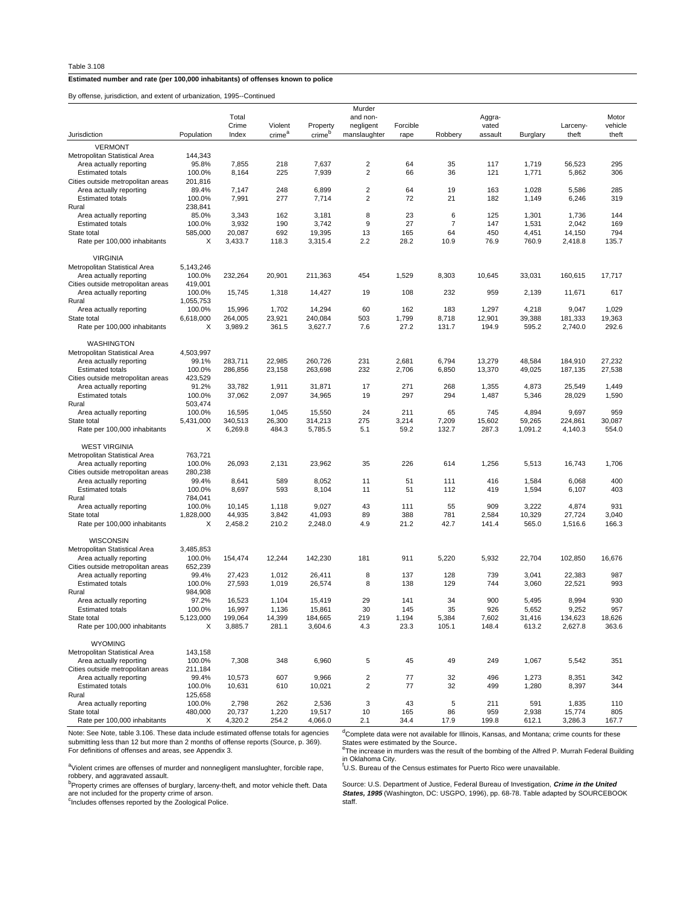Table 3.108

**Estimated number and rate (per 100,000 inhabitants) of offenses known to police**

By offense, jurisdiction, and extent of urbanization, 1995--Continued

| Jurisdiction | Population | Total Crime Index | Violent crime[a] | Property crime[b] | Murder and non-negligent manslaughter | Forcible rape | Robbery | Aggra-vated assault | Burglary | Larceny-theft | Motor vehicle theft |
|---|---|---|---|---|---|---|---|---|---|---|---|
| VERMONT | | | | | | | | | | | |
| Metropolitan Statistical Area | 144,343 | | | | | | | | | | |
| Area actually reporting | 95.8% | 7,855 | 218 | 7,637 | 2 | 64 | 35 | 117 | 1,719 | 56,523 | 295 |
| Estimated totals | 100.0% | 8,164 | 225 | 7,939 | 2 | 66 | 36 | 121 | 1,771 | 5,862 | 306 |
| Cities outside metropolitan areas | 201,816 | | | | | | | | | | |
| Area actually reporting | 89.4% | 7,147 | 248 | 6,899 | 2 | 64 | 19 | 163 | 1,028 | 5,586 | 285 |
| Estimated totals | 100.0% | 7,991 | 277 | 7,714 | 2 | 72 | 21 | 182 | 1,149 | 6,246 | 319 |
| Rural | 238,841 | | | | | | | | | | |
| Area actually reporting | 85.0% | 3,343 | 162 | 3,181 | 8 | 23 | 6 | 125 | 1,301 | 1,736 | 144 |
| Estimated totals | 100.0% | 3,932 | 190 | 3,742 | 9 | 27 | 7 | 147 | 1,531 | 2,042 | 169 |
| State total | 585,000 | 20,087 | 692 | 19,395 | 13 | 165 | 64 | 450 | 4,451 | 14,150 | 794 |
| Rate per 100,000 inhabitants | X | 3,433.7 | 118.3 | 3,315.4 | 2.2 | 28.2 | 10.9 | 76.9 | 760.9 | 2,418.8 | 135.7 |
| VIRGINIA | | | | | | | | | | | |
| Metropolitan Statistical Area | 5,143,246 | | | | | | | | | | |
| Area actually reporting | 100.0% | 232,264 | 20,901 | 211,363 | 454 | 1,529 | 8,303 | 10,645 | 33,031 | 160,615 | 17,717 |
| Cities outside metropolitan areas | 419,001 | | | | | | | | | | |
| Area actually reporting | 100.0% | 15,745 | 1,318 | 14,427 | 19 | 108 | 232 | 959 | 2,139 | 11,671 | 617 |
| Rural | 1,055,753 | | | | | | | | | | |
| Area actually reporting | 100.0% | 15,996 | 1,702 | 14,294 | 60 | 162 | 183 | 1,297 | 4,218 | 9,047 | 1,029 |
| State total | 6,618,000 | 264,005 | 23,921 | 240,084 | 503 | 1,799 | 8,718 | 12,901 | 39,388 | 181,333 | 19,363 |
| Rate per 100,000 inhabitants | X | 3,989.2 | 361.5 | 3,627.7 | 7.6 | 27.2 | 131.7 | 194.9 | 595.2 | 2,740.0 | 292.6 |
| WASHINGTON | | | | | | | | | | | |
| Metropolitan Statistical Area | 4,503,997 | | | | | | | | | | |
| Area actually reporting | 99.1% | 283,711 | 22,985 | 260,726 | 231 | 2,681 | 6,794 | 13,279 | 48,584 | 184,910 | 27,232 |
| Estimated totals | 100.0% | 286,856 | 23,158 | 263,698 | 232 | 2,706 | 6,850 | 13,370 | 49,025 | 187,135 | 27,538 |
| Cities outside metropolitan areas | 423,529 | | | | | | | | | | |
| Area actually reporting | 91.2% | 33,782 | 1,911 | 31,871 | 17 | 271 | 268 | 1,355 | 4,873 | 25,549 | 1,449 |
| Estimated totals | 100.0% | 37,062 | 2,097 | 34,965 | 19 | 297 | 294 | 1,487 | 5,346 | 28,029 | 1,590 |
| Rural | 503,474 | | | | | | | | | | |
| Area actually reporting | 100.0% | 16,595 | 1,045 | 15,550 | 24 | 211 | 65 | 745 | 4,894 | 9,697 | 959 |
| State total | 5,431,000 | 340,513 | 26,300 | 314,213 | 275 | 3,214 | 7,209 | 15,602 | 59,265 | 224,861 | 30,087 |
| Rate per 100,000 inhabitants | X | 6,269.8 | 484.3 | 5,785.5 | 5.1 | 59.2 | 132.7 | 287.3 | 1,091.2 | 4,140.3 | 554.0 |
| WEST VIRGINIA | | | | | | | | | | | |
| Metropolitan Statistical Area | 763,721 | | | | | | | | | | |
| Area actually reporting | 100.0% | 26,093 | 2,131 | 23,962 | 35 | 226 | 614 | 1,256 | 5,513 | 16,743 | 1,706 |
| Cities outside metropolitan areas | 280,238 | | | | | | | | | | |
| Area actually reporting | 99.4% | 8,641 | 589 | 8,052 | 11 | 51 | 111 | 416 | 1,584 | 6,068 | 400 |
| Estimated totals | 100.0% | 8,697 | 593 | 8,104 | 11 | 51 | 112 | 419 | 1,594 | 6,107 | 403 |
| Rural | 784,041 | | | | | | | | | | |
| Area actually reporting | 100.0% | 10,145 | 1,118 | 9,027 | 43 | 111 | 55 | 909 | 3,222 | 4,874 | 931 |
| State total | 1,828,000 | 44,935 | 3,842 | 41,093 | 89 | 388 | 781 | 2,584 | 10,329 | 27,724 | 3,040 |
| Rate per 100,000 inhabitants | X | 2,458.2 | 210.2 | 2,248.0 | 4.9 | 21.2 | 42.7 | 141.4 | 565.0 | 1,516.6 | 166.3 |
| WISCONSIN | | | | | | | | | | | |
| Metropolitan Statistical Area | 3,485,853 | | | | | | | | | | |
| Area actually reporting | 100.0% | 154,474 | 12,244 | 142,230 | 181 | 911 | 5,220 | 5,932 | 22,704 | 102,850 | 16,676 |
| Cities outside metropolitan areas | 652,239 | | | | | | | | | | |
| Area actually reporting | 99.4% | 27,423 | 1,012 | 26,411 | 8 | 137 | 128 | 739 | 3,041 | 22,383 | 987 |
| Estimated totals | 100.0% | 27,593 | 1,019 | 26,574 | 8 | 138 | 129 | 744 | 3,060 | 22,521 | 993 |
| Rural | 984,908 | | | | | | | | | | |
| Area actually reporting | 97.2% | 16,523 | 1,104 | 15,419 | 29 | 141 | 34 | 900 | 5,495 | 8,994 | 930 |
| Estimated totals | 100.0% | 16,997 | 1,136 | 15,861 | 30 | 145 | 35 | 926 | 5,652 | 9,252 | 957 |
| State total | 5,123,000 | 199,064 | 14,399 | 184,665 | 219 | 1,194 | 5,384 | 7,602 | 31,416 | 134,623 | 18,626 |
| Rate per 100,000 inhabitants | X | 3,885.7 | 281.1 | 3,604.6 | 4.3 | 23.3 | 105.1 | 148.4 | 613.2 | 2,627.8 | 363.6 |
| WYOMING | | | | | | | | | | | |
| Metropolitan Statistical Area | 143,158 | | | | | | | | | | |
| Area actually reporting | 100.0% | 7,308 | 348 | 6,960 | 5 | 45 | 49 | 249 | 1,067 | 5,542 | 351 |
| Cities outside metropolitan areas | 211,184 | | | | | | | | | | |
| Area actually reporting | 99.4% | 10,573 | 607 | 9,966 | 2 | 77 | 32 | 496 | 1,273 | 8,351 | 342 |
| Estimated totals | 100.0% | 10,631 | 610 | 10,021 | 2 | 77 | 32 | 499 | 1,280 | 8,397 | 344 |
| Rural | 125,658 | | | | | | | | | | |
| Area actually reporting | 100.0% | 2,798 | 262 | 2,536 | 3 | 43 | 5 | 211 | 591 | 1,835 | 110 |
| State total | 480,000 | 20,737 | 1,220 | 19,517 | 10 | 165 | 86 | 959 | 2,938 | 15,774 | 805 |
| Rate per 100,000 inhabitants | X | 4,320.2 | 254.2 | 4,066.0 | 2.1 | 34.4 | 17.9 | 199.8 | 612.1 | 3,286.3 | 167.7 |

Note: See Note, table 3.106. These data include estimated offense totals for agencies submitting less than 12 but more than 2 months of offense reports (Source, p. 369). For definitions of offenses and areas, see Appendix 3.

[a]Violent crimes are offenses of murder and nonnegligent manslaughter, forcible rape, robbery, and aggravated assault.

[b]Property crimes are offenses of burglary, larceny-theft, and motor vehicle theft. Data are not included for the property crime of arson.

[c]Includes offenses reported by the Zoological Police.

[d]Complete data were not available for Illinois, Kansas, and Montana; crime counts for these States were estimated by the Source.

[e]The increase in murders was the result of the bombing of the Alfred P. Murrah Federal Building in Oklahoma City.

[f]U.S. Bureau of the Census estimates for Puerto Rico were unavailable.

Source: U.S. Department of Justice, Federal Bureau of Investigation, ***Crime in the United States, 1995*** (Washington, DC: USGPO, 1996), pp. 68-78. Table adapted by SOURCEBOOK staff.